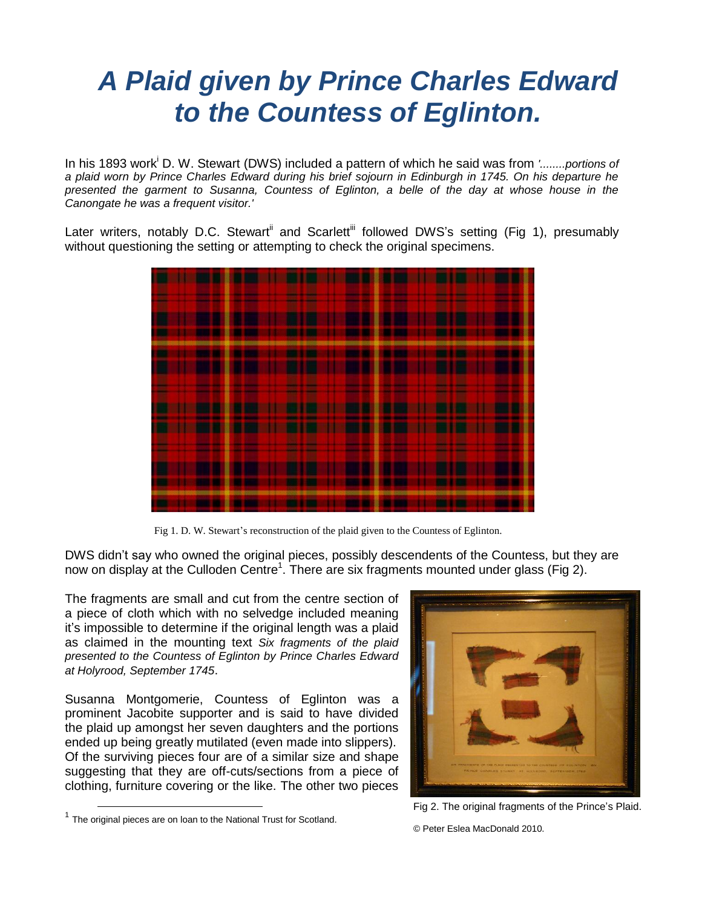# A Plaid given by Prince Charles Edward to the Countess of Eglinton.

In his 1893 work[i] D. W. Stewart (DWS) included a pattern of which he said was from *'........portions of a plaid worn by Prince Charles Edward during his brief sojourn in Edinburgh in 1745. On his departure he presented the garment to Susanna, Countess of Eglinton, a belle of the day at whose house in the Canongate he was a frequent visitor.'*

Later writers, notably D.C. Stewart[ii] and Scarlett[iii] followed DWS's setting (Fig 1), presumably without questioning the setting or attempting to check the original specimens.

Fig 1. D. W. Stewart's reconstruction of the plaid given to the Countess of Eglinton.

DWS didn't say who owned the original pieces, possibly descendents of the Countess, but they are now on display at the Culloden Centre[1]. There are six fragments mounted under glass (Fig 2).

The fragments are small and cut from the centre section of a piece of cloth which with no selvedge included meaning it's impossible to determine if the original length was a plaid as claimed in the mounting text *Six fragments of the plaid presented to the Countess of Eglinton by Prince Charles Edward at Holyrood, September 1745*.

Susanna Montgomerie, Countess of Eglinton was a prominent Jacobite supporter and is said to have divided the plaid up amongst her seven daughters and the portions ended up being greatly mutilated (even made into slippers). Of the surviving pieces four are of a similar size and shape suggesting that they are off-cuts/sections from a piece of clothing, furniture covering or the like. The other two pieces

Fig 2. The original fragments of the Prince's Plaid.

© Peter Eslea MacDonald 2010.

[1] The original pieces are on loan to the National Trust for Scotland.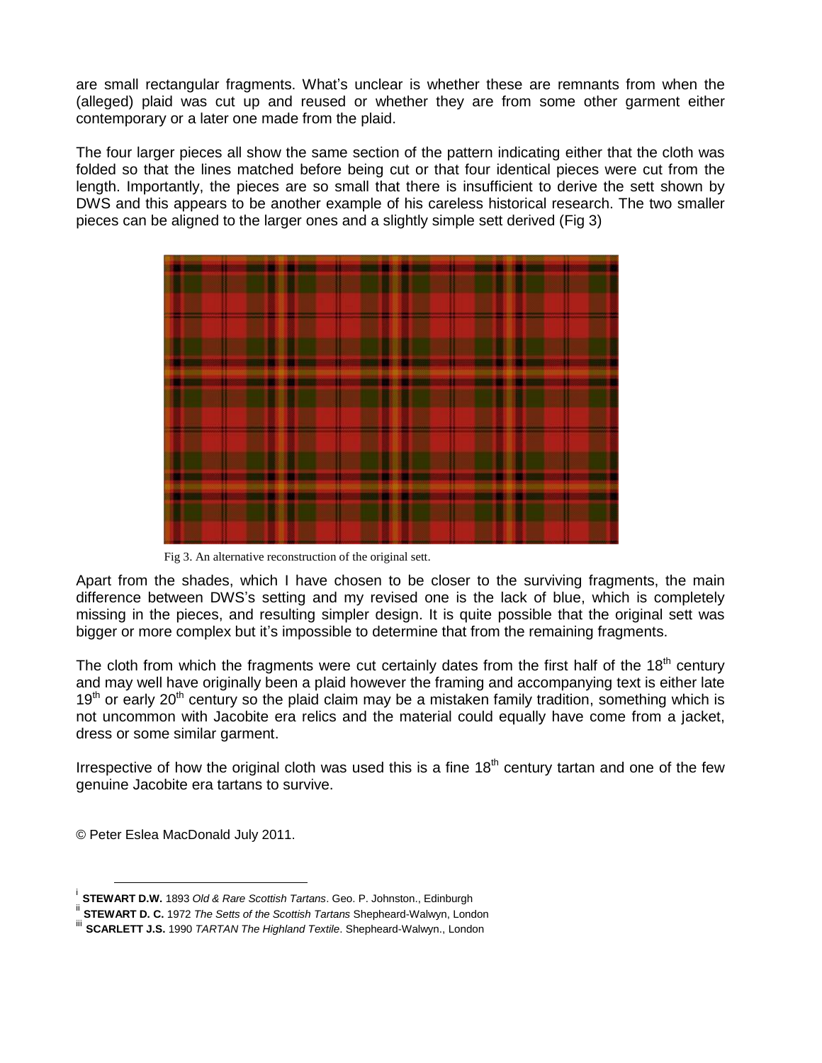are small rectangular fragments. What's unclear is whether these are remnants from when the (alleged) plaid was cut up and reused or whether they are from some other garment either contemporary or a later one made from the plaid.

The four larger pieces all show the same section of the pattern indicating either that the cloth was folded so that the lines matched before being cut or that four identical pieces were cut from the length. Importantly, the pieces are so small that there is insufficient to derive the sett shown by DWS and this appears to be another example of his careless historical research. The two smaller pieces can be aligned to the larger ones and a slightly simple sett derived (Fig 3)

Fig 3. An alternative reconstruction of the original sett.

Apart from the shades, which I have chosen to be closer to the surviving fragments, the main difference between DWS's setting and my revised one is the lack of blue, which is completely missing in the pieces, and resulting simpler design. It is quite possible that the original sett was bigger or more complex but it's impossible to determine that from the remaining fragments.

The cloth from which the fragments were cut certainly dates from the first half of the 18th century and may well have originally been a plaid however the framing and accompanying text is either late 19th or early 20th century so the plaid claim may be a mistaken family tradition, something which is not uncommon with Jacobite era relics and the material could equally have come from a jacket, dress or some similar garment.

Irrespective of how the original cloth was used this is a fine 18th century tartan and one of the few genuine Jacobite era tartans to survive.

© Peter Eslea MacDonald July 2011.

---

[i] **STEWART D.W.** 1893 *Old & Rare Scottish Tartans*. Geo. P. Johnston., Edinburgh

[ii] **STEWART D. C.** 1972 *The Setts of the Scottish Tartans* Shepheard-Walwyn, London

[iii] **SCARLETT J.S.** 1990 *TARTAN The Highland Textile*. Shepheard-Walwyn., London